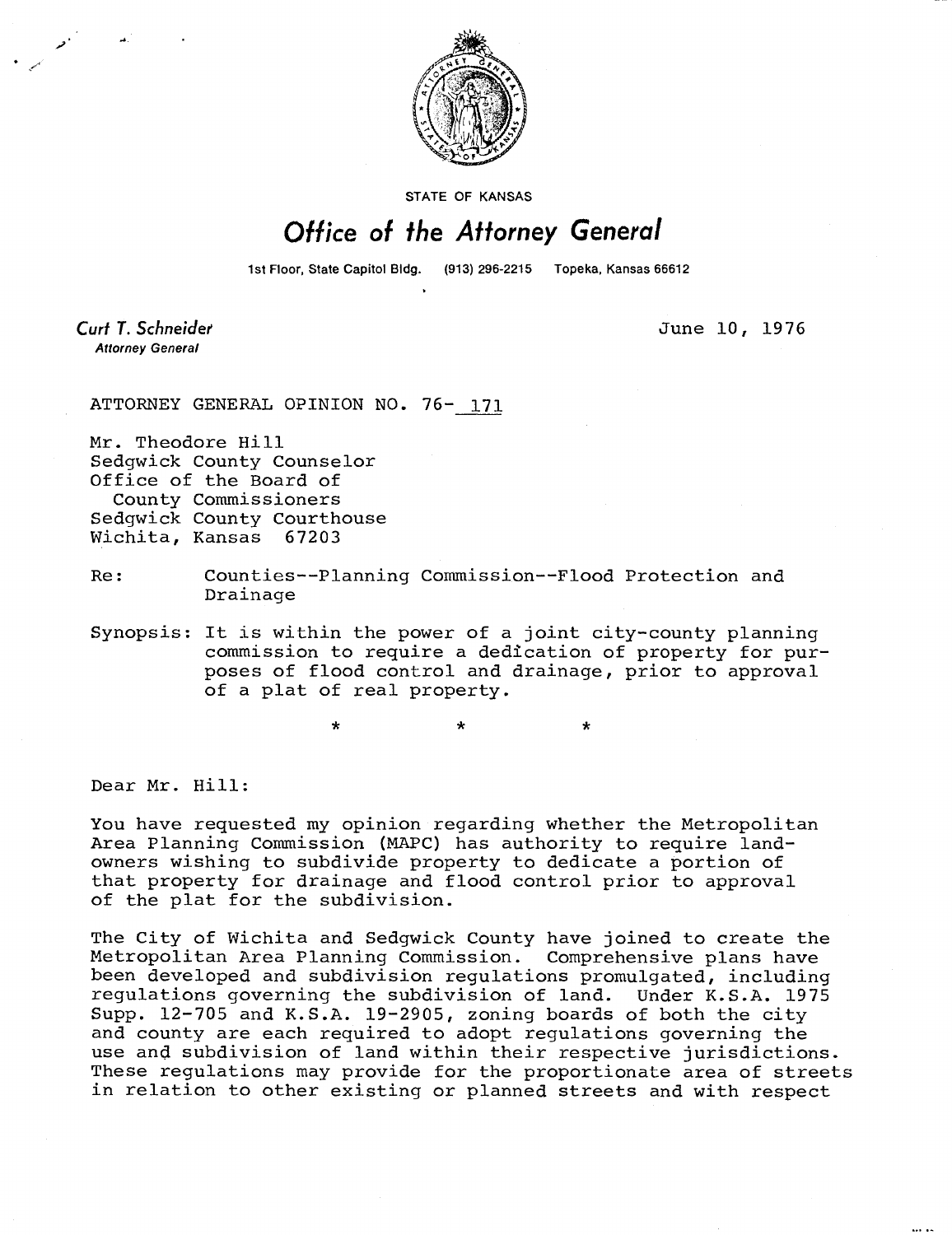STATE OF KANSAS

# Office of the Attorney General

1st Floor, State Capitol Bldg. (913) 296-2215 Topeka, Kansas 66612

**Curt T. Schneider**
*Attorney General*

June 10, 1976

ATTORNEY GENERAL OPINION NO. 76- 171

Mr. Theodore Hill
Sedgwick County Counselor
Office of the Board of
County Commissioners
Sedgwick County Courthouse
Wichita, Kansas 67203

Re: Counties--Planning Commission--Flood Protection and Drainage

Synopsis: It is within the power of a joint city-county planning commission to require a dedication of property for purposes of flood control and drainage, prior to approval of a plat of real property.

\* \* \*

Dear Mr. Hill:

You have requested my opinion regarding whether the Metropolitan Area Planning Commission (MAPC) has authority to require landowners wishing to subdivide property to dedicate a portion of that property for drainage and flood control prior to approval of the plat for the subdivision.

The City of Wichita and Sedgwick County have joined to create the Metropolitan Area Planning Commission. Comprehensive plans have been developed and subdivision regulations promulgated, including regulations governing the subdivision of land. Under K.S.A. 1975 Supp. 12-705 and K.S.A. 19-2905, zoning boards of both the city and county are each required to adopt regulations governing the use and subdivision of land within their respective jurisdictions. These regulations may provide for the proportionate area of streets in relation to other existing or planned streets and with respect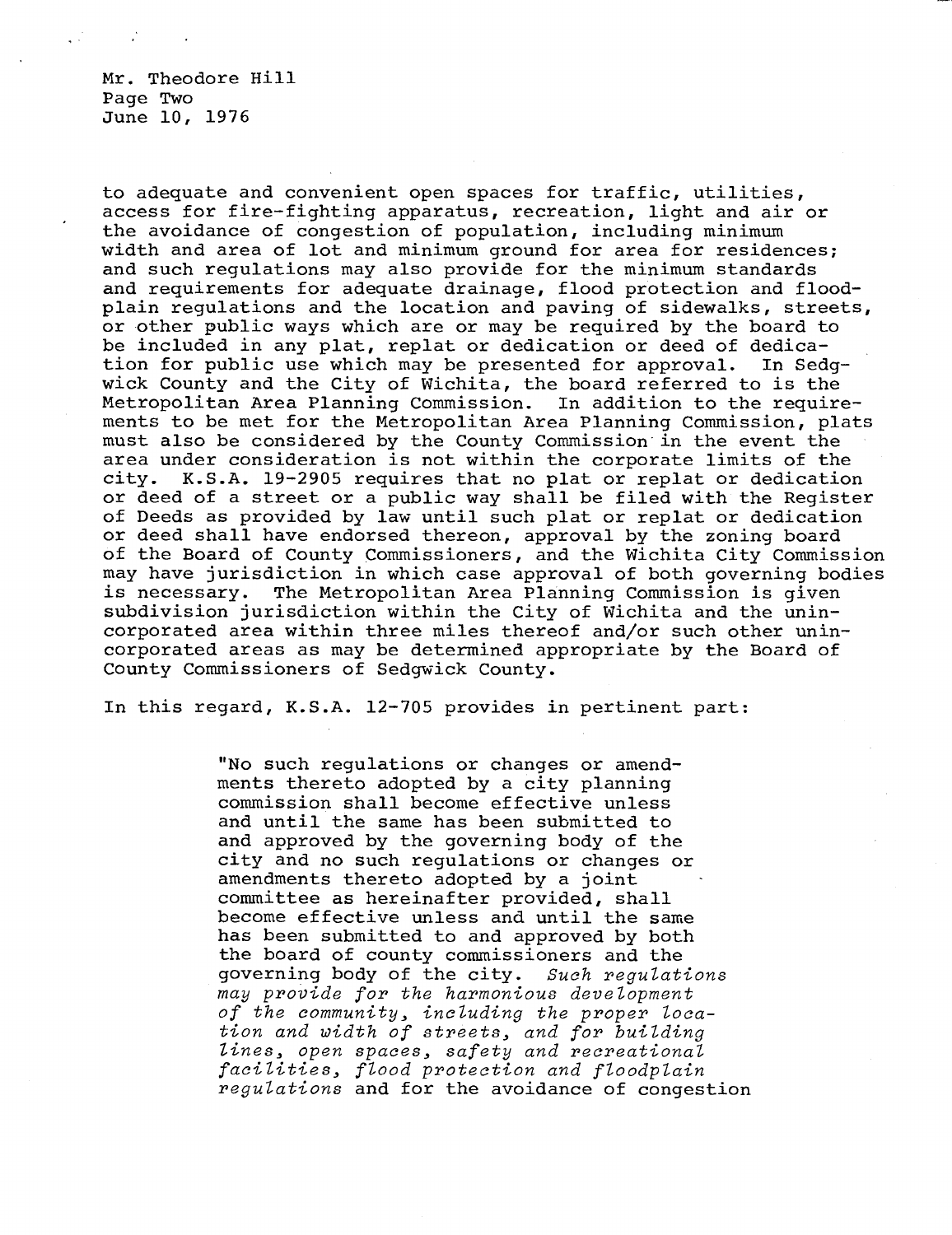to adequate and convenient open spaces for traffic, utilities, access for fire-fighting apparatus, recreation, light and air or the avoidance of congestion of population, including minimum width and area of lot and minimum ground for area for residences; and such regulations may also provide for the minimum standards and requirements for adequate drainage, flood protection and floodplain regulations and the location and paving of sidewalks, streets, or other public ways which are or may be required by the board to be included in any plat, replat or dedication or deed of dedication for public use which may be presented for approval. In Sedgwick County and the City of Wichita, the board referred to is the Metropolitan Area Planning Commission. In addition to the requirements to be met for the Metropolitan Area Planning Commission, plats must also be considered by the County Commission in the event the area under consideration is not within the corporate limits of the city. K.S.A. 19-2905 requires that no plat or replat or dedication or deed of a street or a public way shall be filed with the Register of Deeds as provided by law until such plat or replat or dedication or deed shall have endorsed thereon, approval by the zoning board of the Board of County Commissioners, and the Wichita City Commission may have jurisdiction in which case approval of both governing bodies is necessary. The Metropolitan Area Planning Commission is given subdivision jurisdiction within the City of Wichita and the unincorporated area within three miles thereof and/or such other unincorporated areas as may be determined appropriate by the Board of County Commissioners of Sedgwick County.

In this regard, K.S.A. 12-705 provides in pertinent part:

> "No such regulations or changes or amendments thereto adopted by a city planning commission shall become effective unless and until the same has been submitted to and approved by the governing body of the city and no such regulations or changes or amendments thereto adopted by a joint committee as hereinafter provided, shall become effective unless and until the same has been submitted to and approved by both the board of county commissioners and the governing body of the city. *Such regulations may provide for the harmonious development of the community, including the proper location and width of streets, and for building lines, open spaces, safety and recreational facilities, flood protection and floodplain regulations* and for the avoidance of congestion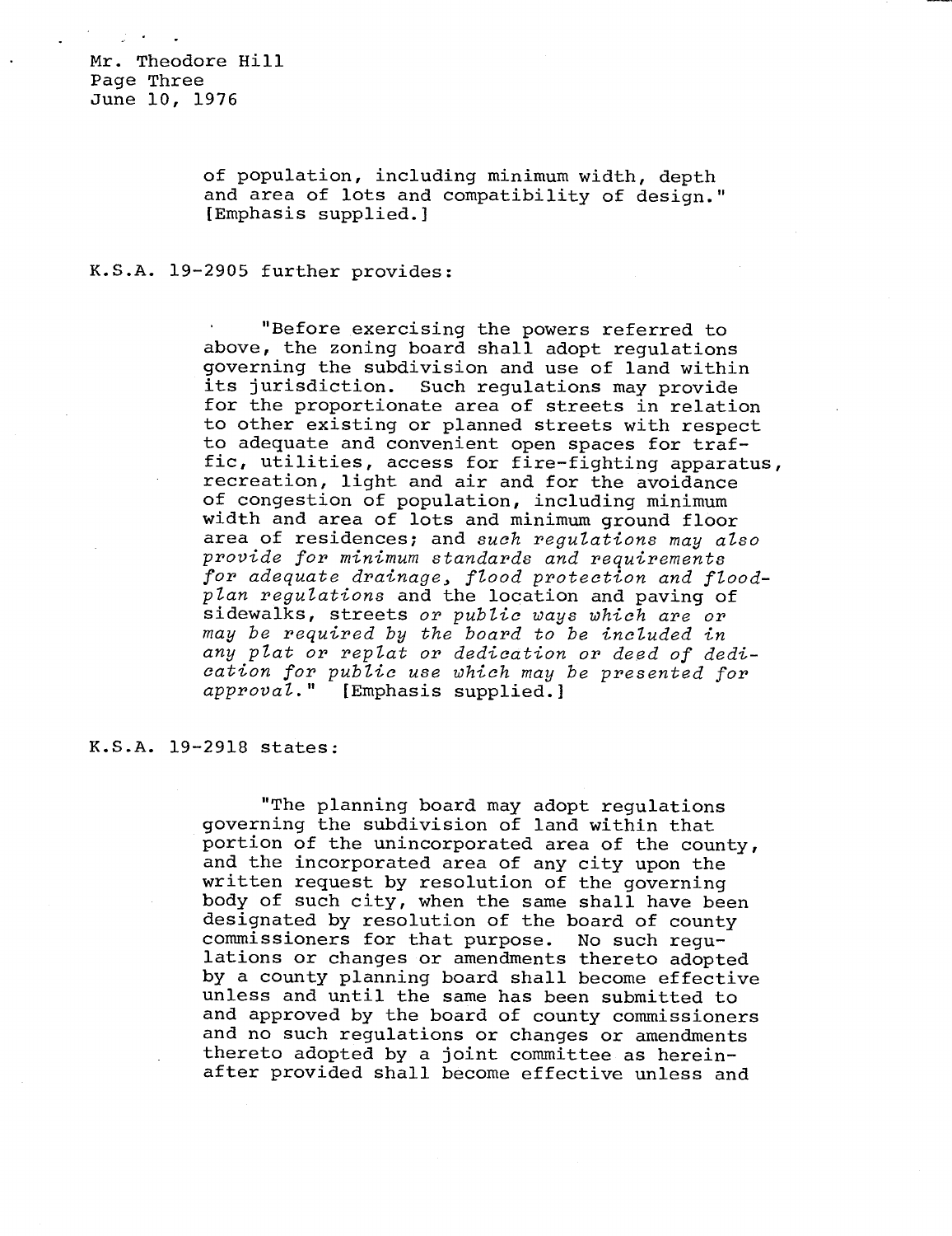Mr. Theodore Hill
Page Three
June 10, 1976

> of population, including minimum width, depth and area of lots and compatibility of design." [Emphasis supplied.]

K.S.A. 19-2905 further provides:

> "Before exercising the powers referred to above, the zoning board shall adopt regulations governing the subdivision and use of land within its jurisdiction. Such regulations may provide for the proportionate area of streets in relation to other existing or planned streets with respect to adequate and convenient open spaces for traffic, utilities, access for fire-fighting apparatus, recreation, light and air and for the avoidance of congestion of population, including minimum width and area of lots and minimum ground floor area of residences; and *such regulations may also provide for minimum standards and requirements for adequate drainage, flood protection and flood-plan regulations* and the location and paving of sidewalks, streets *or public ways which are or may be required by the board to be included in any plat or replat or dedication or deed of dedication for public use which may be presented for approval.*" [Emphasis supplied.]

K.S.A. 19-2918 states:

> "The planning board may adopt regulations governing the subdivision of land within that portion of the unincorporated area of the county, and the incorporated area of any city upon the written request by resolution of the governing body of such city, when the same shall have been designated by resolution of the board of county commissioners for that purpose. No such regulations or changes or amendments thereto adopted by a county planning board shall become effective unless and until the same has been submitted to and approved by the board of county commissioners and no such regulations or changes or amendments thereto adopted by a joint committee as hereinafter provided shall become effective unless and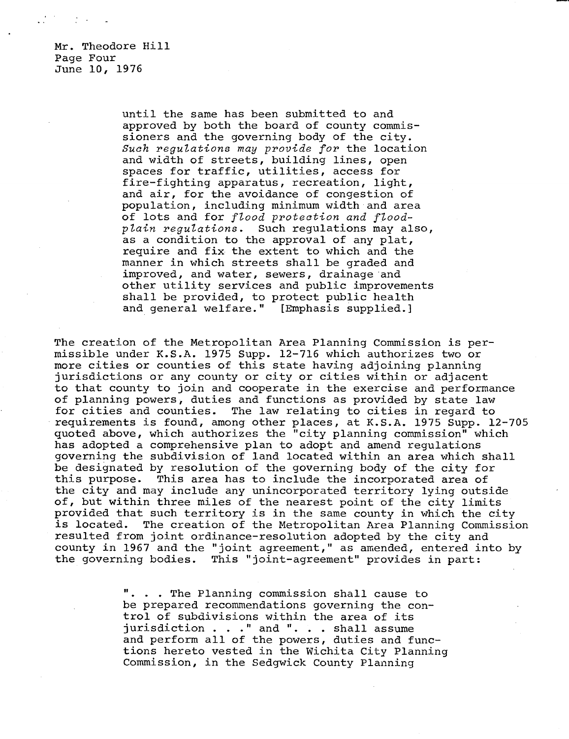> until the same has been submitted to and approved by both the board of county commissioners and the governing body of the city. *Such regulations may provide for* the location and width of streets, building lines, open spaces for traffic, utilities, access for fire-fighting apparatus, recreation, light, and air, for the avoidance of congestion of population, including minimum width and area of lots and for *flood protection and flood-plain regulations*. Such regulations may also, as a condition to the approval of any plat, require and fix the extent to which and the manner in which streets shall be graded and improved, and water, sewers, drainage and other utility services and public improvements shall be provided, to protect public health and general welfare." [Emphasis supplied.]

The creation of the Metropolitan Area Planning Commission is permissible under K.S.A. 1975 Supp. 12-716 which authorizes two or more cities or counties of this state having adjoining planning jurisdictions or any county or city or cities within or adjacent to that county to join and cooperate in the exercise and performance of planning powers, duties and functions as provided by state law for cities and counties. The law relating to cities in regard to requirements is found, among other places, at K.S.A. 1975 Supp. 12-705 quoted above, which authorizes the "city planning commission" which has adopted a comprehensive plan to adopt and amend regulations governing the subdivision of land located within an area which shall be designated by resolution of the governing body of the city for this purpose. This area has to include the incorporated area of the city and may include any unincorporated territory lying outside of, but within three miles of the nearest point of the city limits provided that such territory is in the same county in which the city is located. The creation of the Metropolitan Area Planning Commission resulted from joint ordinance-resolution adopted by the city and county in 1967 and the "joint agreement," as amended, entered into by the governing bodies. This "joint-agreement" provides in part:

> ". . . The Planning commission shall cause to be prepared recommendations governing the control of subdivisions within the area of its jurisdiction . . ." and ". . . shall assume and perform all of the powers, duties and functions hereto vested in the Wichita City Planning Commission, in the Sedgwick County Planning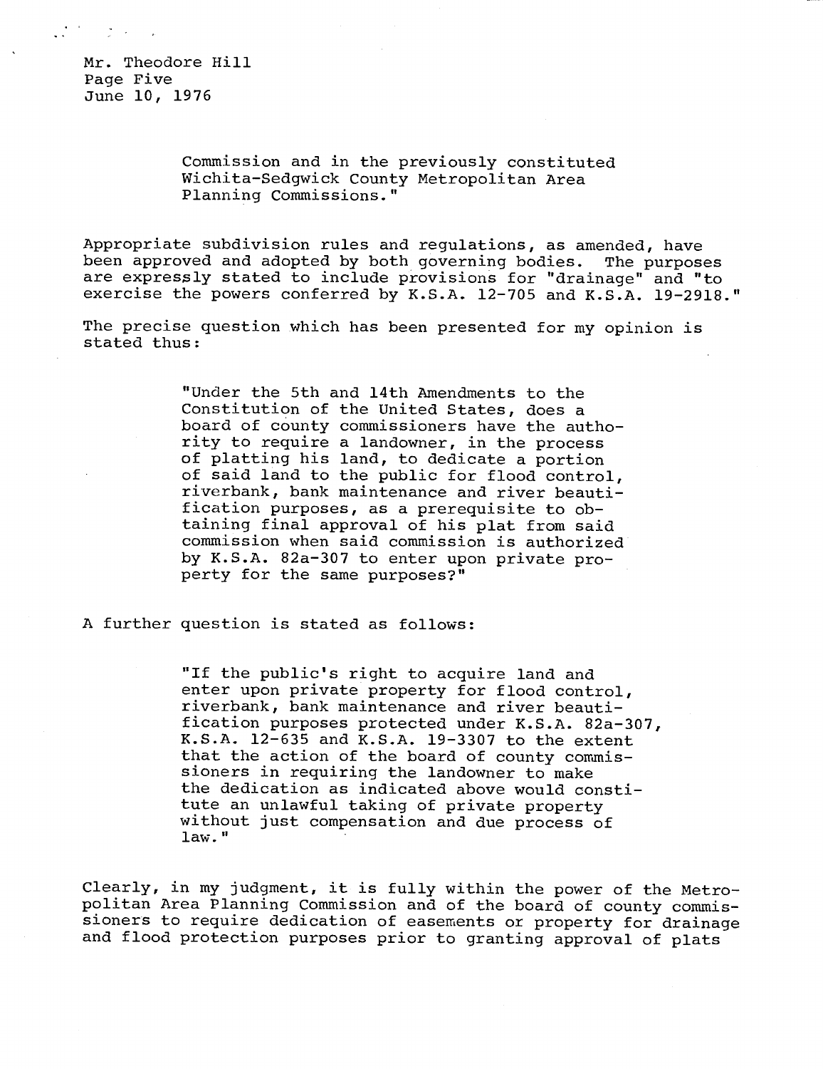> Commission and in the previously constituted Wichita-Sedgwick County Metropolitan Area Planning Commissions."

Appropriate subdivision rules and regulations, as amended, have been approved and adopted by both governing bodies. The purposes are expressly stated to include provisions for "drainage" and "to exercise the powers conferred by K.S.A. 12-705 and K.S.A. 19-2918."

The precise question which has been presented for my opinion is stated thus:

> "Under the 5th and 14th Amendments to the Constitution of the United States, does a board of county commissioners have the authority to require a landowner, in the process of platting his land, to dedicate a portion of said land to the public for flood control, riverbank, bank maintenance and river beautification purposes, as a prerequisite to obtaining final approval of his plat from said commission when said commission is authorized by K.S.A. 82a-307 to enter upon private property for the same purposes?"

A further question is stated as follows:

> "If the public's right to acquire land and enter upon private property for flood control, riverbank, bank maintenance and river beautification purposes protected under K.S.A. 82a-307, K.S.A. 12-635 and K.S.A. 19-3307 to the extent that the action of the board of county commissioners in requiring the landowner to make the dedication as indicated above would constitute an unlawful taking of private property without just compensation and due process of law."

Clearly, in my judgment, it is fully within the power of the Metropolitan Area Planning Commission and of the board of county commissioners to require dedication of easements or property for drainage and flood protection purposes prior to granting approval of plats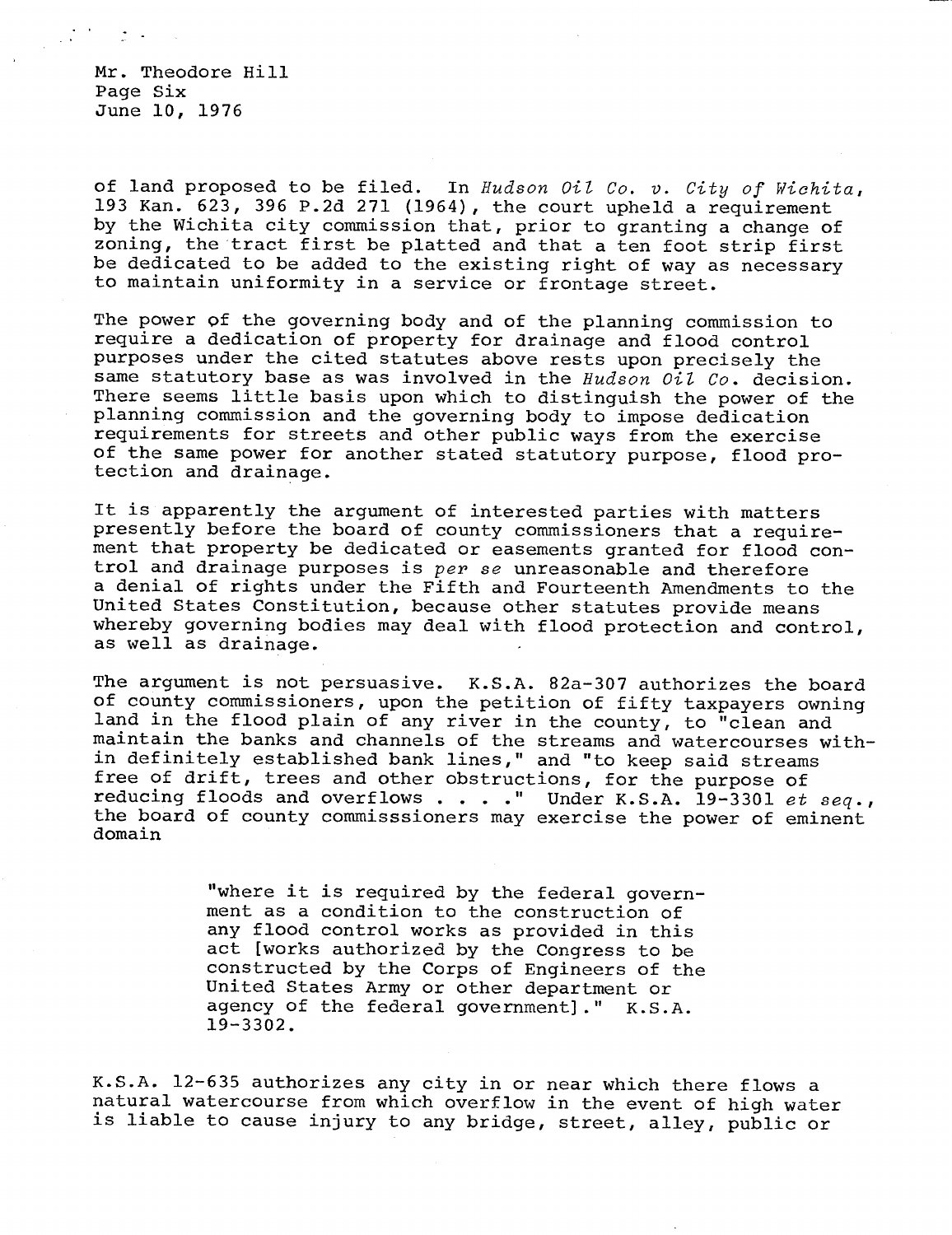of land proposed to be filed. In *Hudson Oil Co. v. City of Wichita*, 193 Kan. 623, 396 P.2d 271 (1964), the court upheld a requirement by the Wichita city commission that, prior to granting a change of zoning, the tract first be platted and that a ten foot strip first be dedicated to be added to the existing right of way as necessary to maintain uniformity in a service or frontage street.

The power of the governing body and of the planning commission to require a dedication of property for drainage and flood control purposes under the cited statutes above rests upon precisely the same statutory base as was involved in the *Hudson Oil Co.* decision. There seems little basis upon which to distinguish the power of the planning commission and the governing body to impose dedication requirements for streets and other public ways from the exercise of the same power for another stated statutory purpose, flood protection and drainage.

It is apparently the argument of interested parties with matters presently before the board of county commissioners that a requirement that property be dedicated or easements granted for flood control and drainage purposes is *per se* unreasonable and therefore a denial of rights under the Fifth and Fourteenth Amendments to the United States Constitution, because other statutes provide means whereby governing bodies may deal with flood protection and control, as well as drainage.

The argument is not persuasive. K.S.A. 82a-307 authorizes the board of county commissioners, upon the petition of fifty taxpayers owning land in the flood plain of any river in the county, to "clean and maintain the banks and channels of the streams and watercourses within definitely established bank lines," and "to keep said streams free of drift, trees and other obstructions, for the purpose of reducing floods and overflows . . . ." Under K.S.A. 19-3301 *et seq.*, the board of county commisssioners may exercise the power of eminent domain

> "where it is required by the federal government as a condition to the construction of any flood control works as provided in this act [works authorized by the Congress to be constructed by the Corps of Engineers of the United States Army or other department or agency of the federal government]." K.S.A. 19-3302.

K.S.A. 12-635 authorizes any city in or near which there flows a natural watercourse from which overflow in the event of high water is liable to cause injury to any bridge, street, alley, public or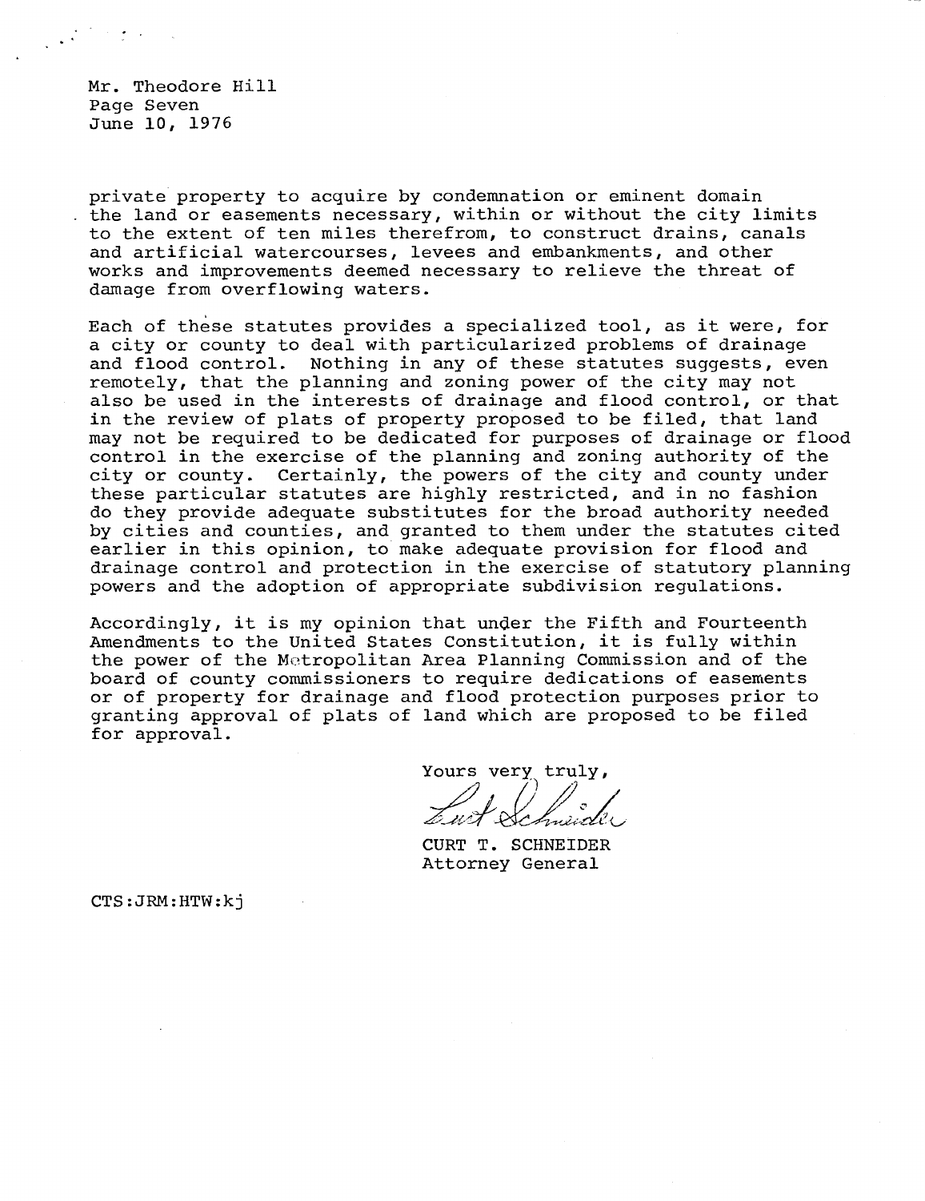private property to acquire by condemnation or eminent domain the land or easements necessary, within or without the city limits to the extent of ten miles therefrom, to construct drains, canals and artificial watercourses, levees and embankments, and other works and improvements deemed necessary to relieve the threat of damage from overflowing waters.

Each of these statutes provides a specialized tool, as it were, for a city or county to deal with particularized problems of drainage and flood control. Nothing in any of these statutes suggests, even remotely, that the planning and zoning power of the city may not also be used in the interests of drainage and flood control, or that in the review of plats of property proposed to be filed, that land may not be required to be dedicated for purposes of drainage or flood control in the exercise of the planning and zoning authority of the city or county. Certainly, the powers of the city and county under these particular statutes are highly restricted, and in no fashion do they provide adequate substitutes for the broad authority needed by cities and counties, and granted to them under the statutes cited earlier in this opinion, to make adequate provision for flood and drainage control and protection in the exercise of statutory planning powers and the adoption of appropriate subdivision regulations.

Accordingly, it is my opinion that under the Fifth and Fourteenth Amendments to the United States Constitution, it is fully within the power of the Metropolitan Area Planning Commission and of the board of county commissioners to require dedications of easements or of property for drainage and flood protection purposes prior to granting approval of plats of land which are proposed to be filed for approval.

Yours very truly,

Curt Schneider

CURT T. SCHNEIDER
Attorney General

CTS:JRM:HTW:kj